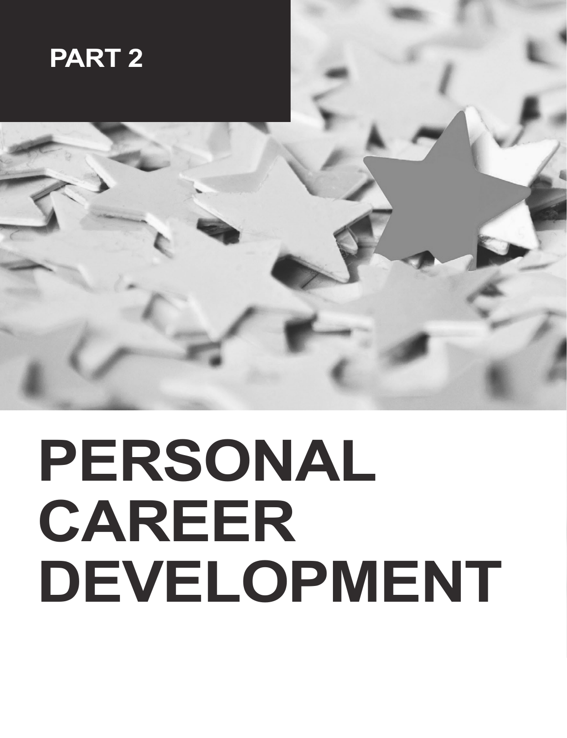PART 2

# PERSONAL CAREER DEVELOPMENT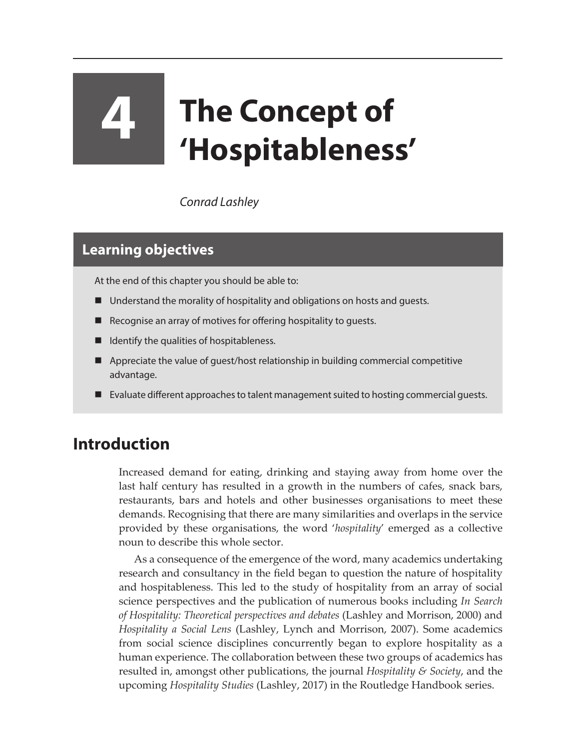# 4 The Concept of 'Hospitableness'

*Conrad Lashley*

## Learning objectives

At the end of this chapter you should be able to:

- Understand the morality of hospitality and obligations on hosts and guests.
- Recognise an array of motives for offering hospitality to guests.
- Identify the qualities of hospitableness.
- Appreciate the value of guest/host relationship in building commercial competitive advantage.
- Evaluate different approaches to talent management suited to hosting commercial guests.

## Introduction

Increased demand for eating, drinking and staying away from home over the last half century has resulted in a growth in the numbers of cafes, snack bars, restaurants, bars and hotels and other businesses organisations to meet these demands. Recognising that there are many similarities and overlaps in the service provided by these organisations, the word '*hospitality*' emerged as a collective noun to describe this whole sector.

As a consequence of the emergence of the word, many academics undertaking research and consultancy in the field began to question the nature of hospitality and hospitableness. This led to the study of hospitality from an array of social science perspectives and the publication of numerous books including *In Search of Hospitality: Theoretical perspectives and debates* (Lashley and Morrison, 2000) and *Hospitality a Social Lens* (Lashley, Lynch and Morrison, 2007). Some academics from social science disciplines concurrently began to explore hospitality as a human experience. The collaboration between these two groups of academics has resulted in, amongst other publications, the journal *Hospitality & Society*, and the upcoming *Hospitality Studies* (Lashley, 2017) in the Routledge Handbook series.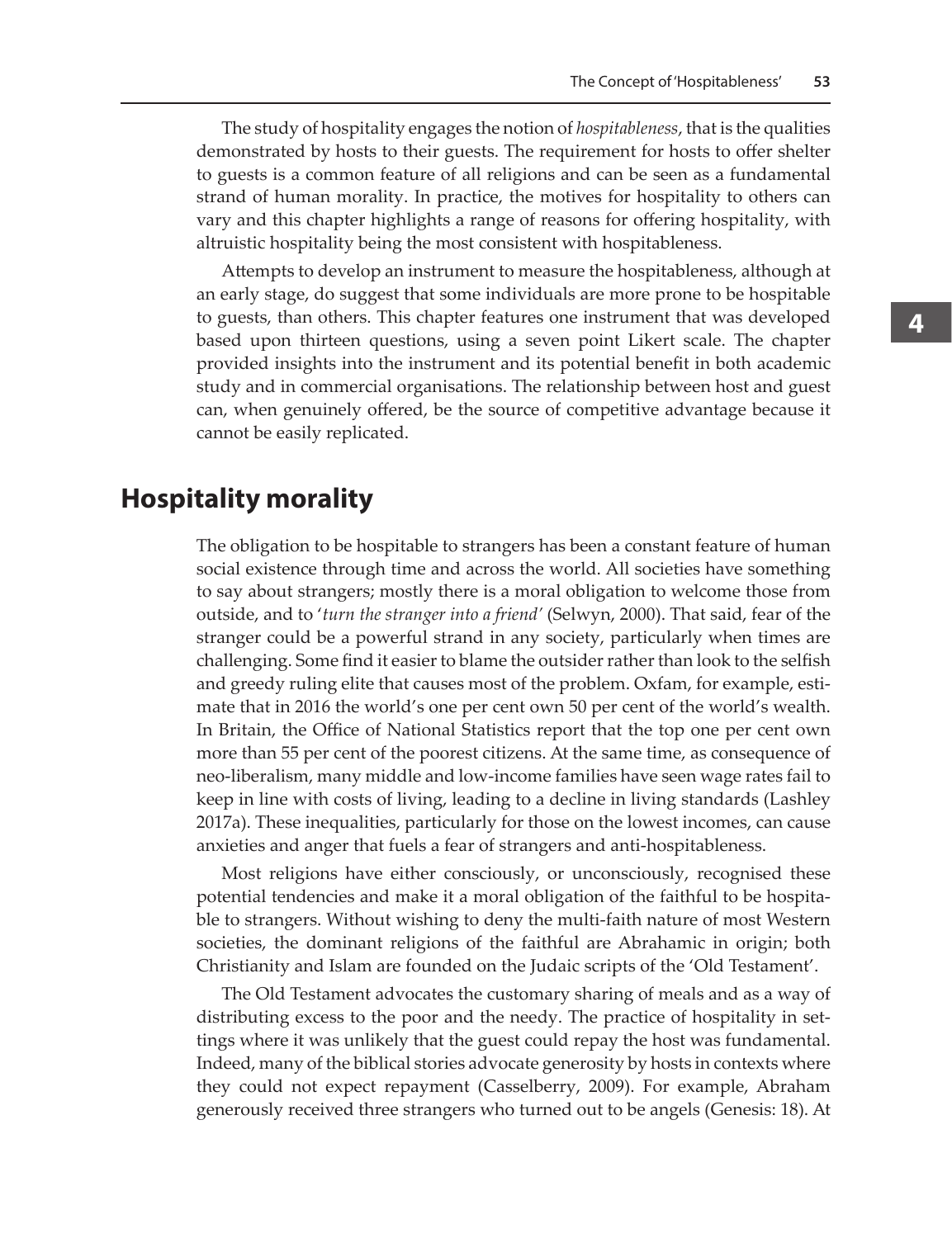The study of hospitality engages the notion of *hospitableness*, that is the qualities demonstrated by hosts to their guests. The requirement for hosts to offer shelter to guests is a common feature of all religions and can be seen as a fundamental strand of human morality. In practice, the motives for hospitality to others can vary and this chapter highlights a range of reasons for offering hospitality, with altruistic hospitality being the most consistent with hospitableness.

Attempts to develop an instrument to measure the hospitableness, although at an early stage, do suggest that some individuals are more prone to be hospitable to guests, than others. This chapter features one instrument that was developed based upon thirteen questions, using a seven point Likert scale. The chapter provided insights into the instrument and its potential benefit in both academic study and in commercial organisations. The relationship between host and guest can, when genuinely offered, be the source of competitive advantage because it cannot be easily replicated.

## Hospitality morality

The obligation to be hospitable to strangers has been a constant feature of human social existence through time and across the world. All societies have something to say about strangers; mostly there is a moral obligation to welcome those from outside, and to '*turn the stranger into a friend*' (Selwyn, 2000). That said, fear of the stranger could be a powerful strand in any society, particularly when times are challenging. Some find it easier to blame the outsider rather than look to the selfish and greedy ruling elite that causes most of the problem. Oxfam, for example, estimate that in 2016 the world's one per cent own 50 per cent of the world's wealth. In Britain, the Office of National Statistics report that the top one per cent own more than 55 per cent of the poorest citizens. At the same time, as consequence of neo-liberalism, many middle and low-income families have seen wage rates fail to keep in line with costs of living, leading to a decline in living standards (Lashley 2017a). These inequalities, particularly for those on the lowest incomes, can cause anxieties and anger that fuels a fear of strangers and anti-hospitableness.

Most religions have either consciously, or unconsciously, recognised these potential tendencies and make it a moral obligation of the faithful to be hospitable to strangers. Without wishing to deny the multi-faith nature of most Western societies, the dominant religions of the faithful are Abrahamic in origin; both Christianity and Islam are founded on the Judaic scripts of the 'Old Testament'.

The Old Testament advocates the customary sharing of meals and as a way of distributing excess to the poor and the needy. The practice of hospitality in settings where it was unlikely that the guest could repay the host was fundamental. Indeed, many of the biblical stories advocate generosity by hosts in contexts where they could not expect repayment (Casselberry, 2009). For example, Abraham generously received three strangers who turned out to be angels (Genesis: 18). At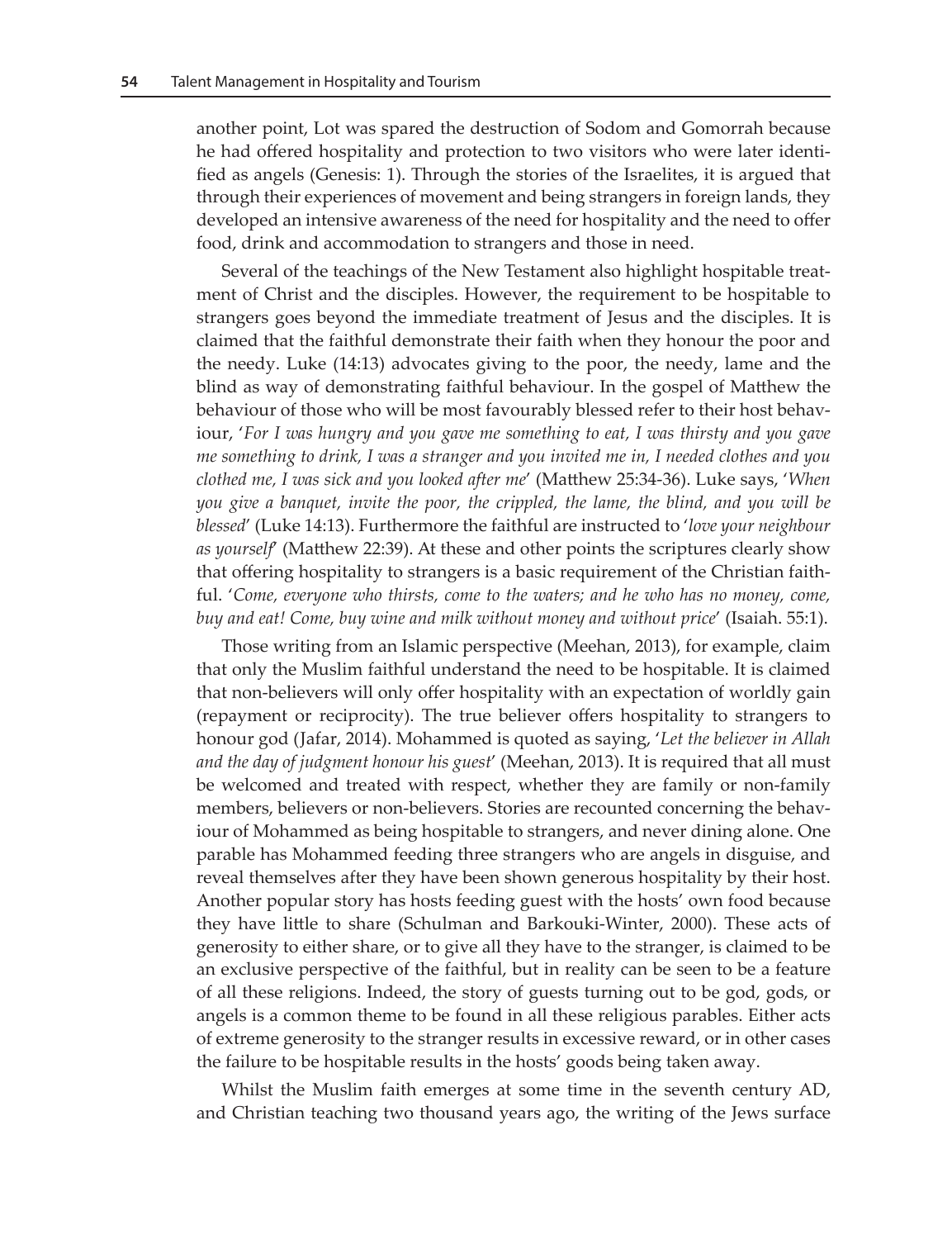another point, Lot was spared the destruction of Sodom and Gomorrah because he had offered hospitality and protection to two visitors who were later identified as angels (Genesis: 1). Through the stories of the Israelites, it is argued that through their experiences of movement and being strangers in foreign lands, they developed an intensive awareness of the need for hospitality and the need to offer food, drink and accommodation to strangers and those in need.

Several of the teachings of the New Testament also highlight hospitable treatment of Christ and the disciples. However, the requirement to be hospitable to strangers goes beyond the immediate treatment of Jesus and the disciples. It is claimed that the faithful demonstrate their faith when they honour the poor and the needy. Luke (14:13) advocates giving to the poor, the needy, lame and the blind as way of demonstrating faithful behaviour. In the gospel of Matthew the behaviour of those who will be most favourably blessed refer to their host behaviour, '*For I was hungry and you gave me something to eat, I was thirsty and you gave me something to drink, I was a stranger and you invited me in, I needed clothes and you clothed me, I was sick and you looked after me*' (Matthew 25:34-36). Luke says, '*When you give a banquet, invite the poor, the crippled, the lame, the blind, and you will be blessed*' (Luke 14:13). Furthermore the faithful are instructed to '*love your neighbour as yourself*' (Matthew 22:39). At these and other points the scriptures clearly show that offering hospitality to strangers is a basic requirement of the Christian faithful. '*Come, everyone who thirsts, come to the waters; and he who has no money, come, buy and eat! Come, buy wine and milk without money and without price*' (Isaiah. 55:1).

Those writing from an Islamic perspective (Meehan, 2013), for example, claim that only the Muslim faithful understand the need to be hospitable. It is claimed that non-believers will only offer hospitality with an expectation of worldly gain (repayment or reciprocity). The true believer offers hospitality to strangers to honour god (Jafar, 2014). Mohammed is quoted as saying, '*Let the believer in Allah and the day of judgment honour his guest*' (Meehan, 2013). It is required that all must be welcomed and treated with respect, whether they are family or non-family members, believers or non-believers. Stories are recounted concerning the behaviour of Mohammed as being hospitable to strangers, and never dining alone. One parable has Mohammed feeding three strangers who are angels in disguise, and reveal themselves after they have been shown generous hospitality by their host. Another popular story has hosts feeding guest with the hosts' own food because they have little to share (Schulman and Barkouki-Winter, 2000). These acts of generosity to either share, or to give all they have to the stranger, is claimed to be an exclusive perspective of the faithful, but in reality can be seen to be a feature of all these religions. Indeed, the story of guests turning out to be god, gods, or angels is a common theme to be found in all these religious parables. Either acts of extreme generosity to the stranger results in excessive reward, or in other cases the failure to be hospitable results in the hosts' goods being taken away.

Whilst the Muslim faith emerges at some time in the seventh century AD, and Christian teaching two thousand years ago, the writing of the Jews surface